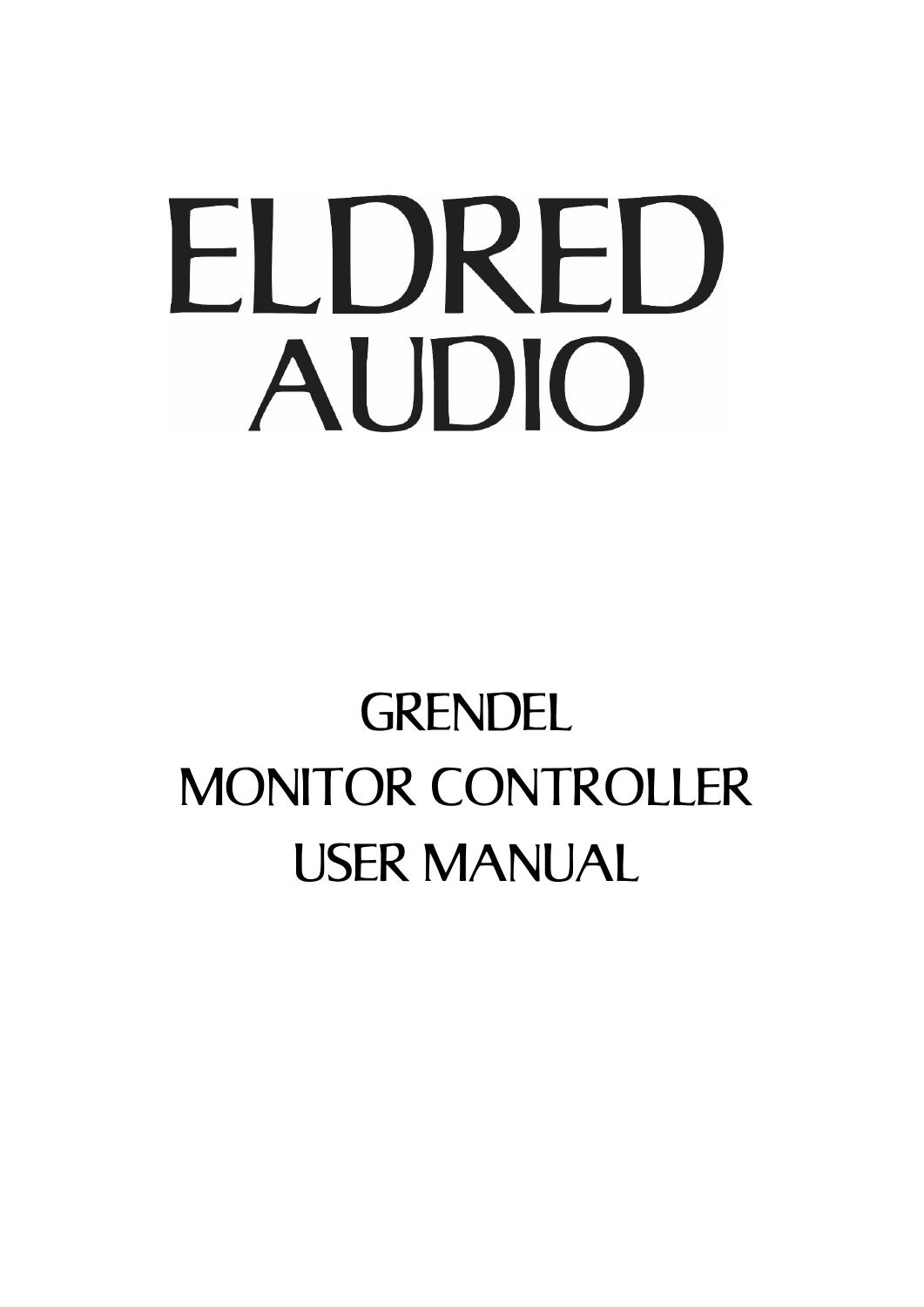# ELDRED AUDIO

# GRENDEL MONITOR CONTROLLER USER MANUAL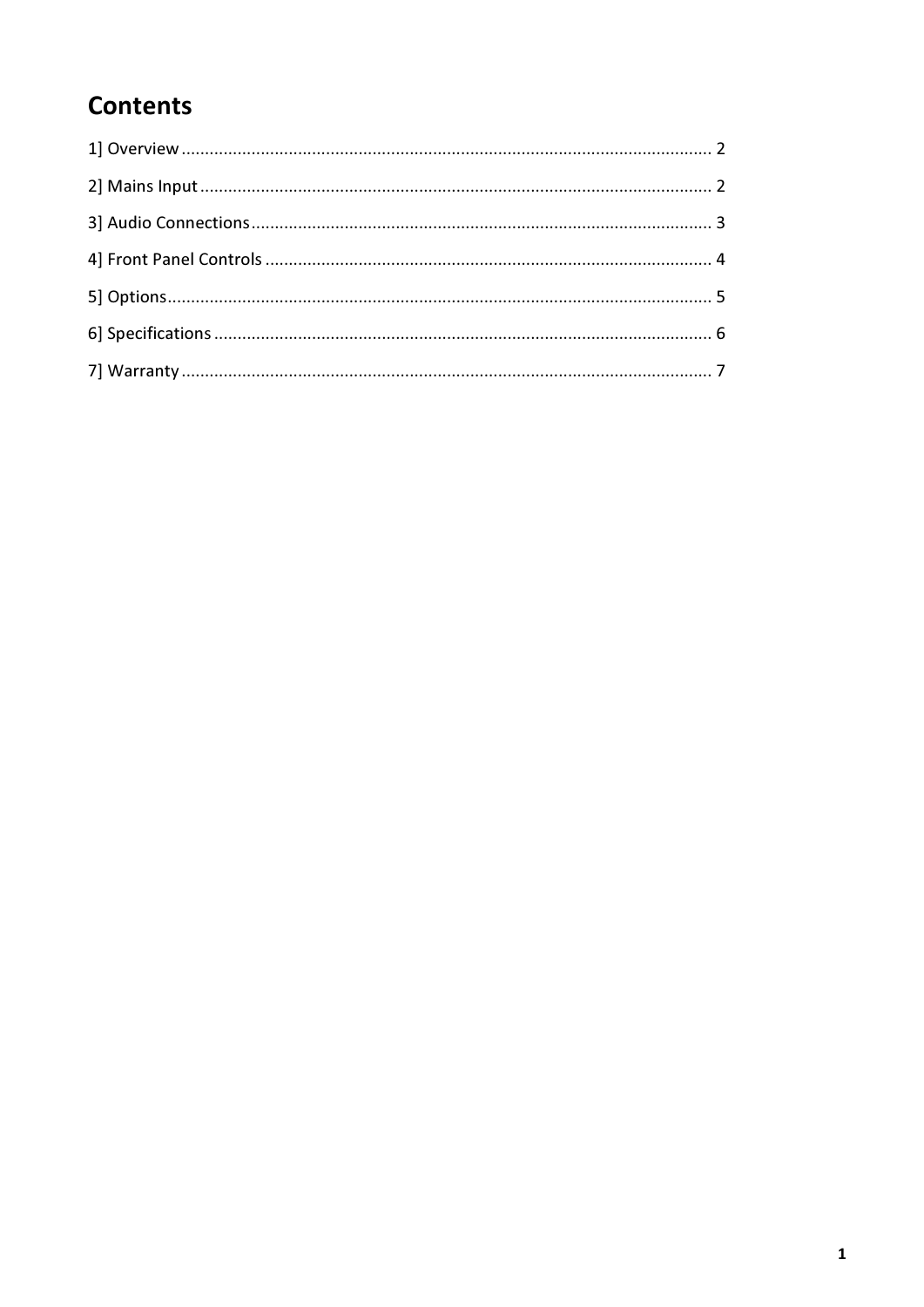# Contents

1] Overview ........................................................................................................... 2

2] Mains Input ........................................................................................................ 2

3] Audio Connections ............................................................................................. 3

4] Front Panel Controls .......................................................................................... 4

5] Options ............................................................................................................... 5

6] Specifications ...................................................................................................... 6

7] Warranty ............................................................................................................. 7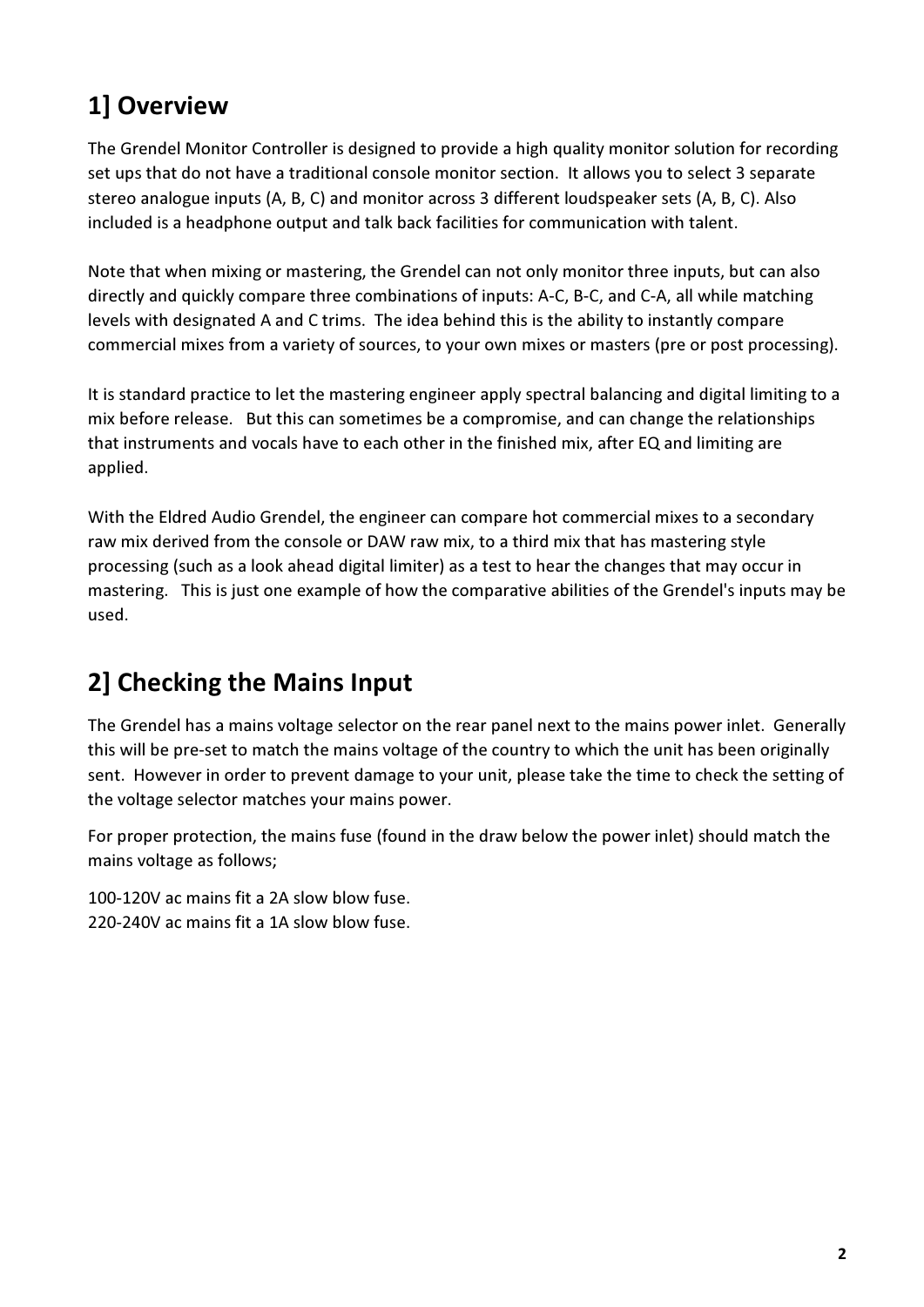## 1] Overview

The Grendel Monitor Controller is designed to provide a high quality monitor solution for recording set ups that do not have a traditional console monitor section. It allows you to select 3 separate stereo analogue inputs (A, B, C) and monitor across 3 different loudspeaker sets (A, B, C). Also included is a headphone output and talk back facilities for communication with talent.

Note that when mixing or mastering, the Grendel can not only monitor three inputs, but can also directly and quickly compare three combinations of inputs: A-C, B-C, and C-A, all while matching levels with designated A and C trims. The idea behind this is the ability to instantly compare commercial mixes from a variety of sources, to your own mixes or masters (pre or post processing).

It is standard practice to let the mastering engineer apply spectral balancing and digital limiting to a mix before release. But this can sometimes be a compromise, and can change the relationships that instruments and vocals have to each other in the finished mix, after EQ and limiting are applied.

With the Eldred Audio Grendel, the engineer can compare hot commercial mixes to a secondary raw mix derived from the console or DAW raw mix, to a third mix that has mastering style processing (such as a look ahead digital limiter) as a test to hear the changes that may occur in mastering. This is just one example of how the comparative abilities of the Grendel's inputs may be used.

## 2] Checking the Mains Input

The Grendel has a mains voltage selector on the rear panel next to the mains power inlet. Generally this will be pre-set to match the mains voltage of the country to which the unit has been originally sent. However in order to prevent damage to your unit, please take the time to check the setting of the voltage selector matches your mains power.

For proper protection, the mains fuse (found in the draw below the power inlet) should match the mains voltage as follows;

100-120V ac mains fit a 2A slow blow fuse.
220-240V ac mains fit a 1A slow blow fuse.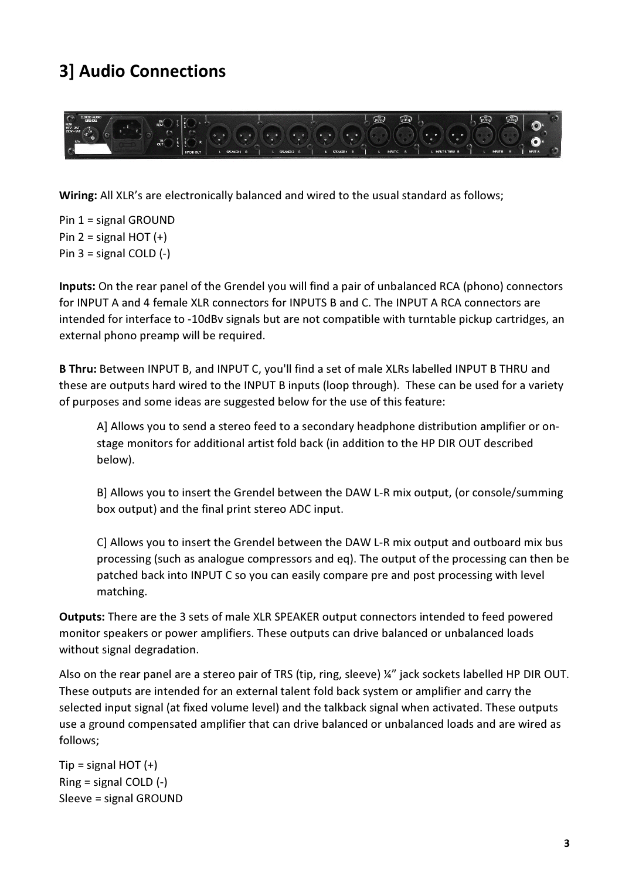# 3] Audio Connections

**Wiring:** All XLR's are electronically balanced and wired to the usual standard as follows;

Pin 1 = signal GROUND
Pin 2 = signal HOT (+)
Pin 3 = signal COLD (-)

**Inputs:** On the rear panel of the Grendel you will find a pair of unbalanced RCA (phono) connectors for INPUT A and 4 female XLR connectors for INPUTS B and C. The INPUT A RCA connectors are intended for interface to -10dBv signals but are not compatible with turntable pickup cartridges, an external phono preamp will be required.

**B Thru:** Between INPUT B, and INPUT C, you'll find a set of male XLRs labelled INPUT B THRU and these are outputs hard wired to the INPUT B inputs (loop through). These can be used for a variety of purposes and some ideas are suggested below for the use of this feature:

> A] Allows you to send a stereo feed to a secondary headphone distribution amplifier or on-stage monitors for additional artist fold back (in addition to the HP DIR OUT described below).
>
> B] Allows you to insert the Grendel between the DAW L-R mix output, (or console/summing box output) and the final print stereo ADC input.
>
> C] Allows you to insert the Grendel between the DAW L-R mix output and outboard mix bus processing (such as analogue compressors and eq). The output of the processing can then be patched back into INPUT C so you can easily compare pre and post processing with level matching.

**Outputs:** There are the 3 sets of male XLR SPEAKER output connectors intended to feed powered monitor speakers or power amplifiers. These outputs can drive balanced or unbalanced loads without signal degradation.

Also on the rear panel are a stereo pair of TRS (tip, ring, sleeve) ¼" jack sockets labelled HP DIR OUT. These outputs are intended for an external talent fold back system or amplifier and carry the selected input signal (at fixed volume level) and the talkback signal when activated. These outputs use a ground compensated amplifier that can drive balanced or unbalanced loads and are wired as follows;

Tip = signal HOT (+)
Ring = signal COLD (-)
Sleeve = signal GROUND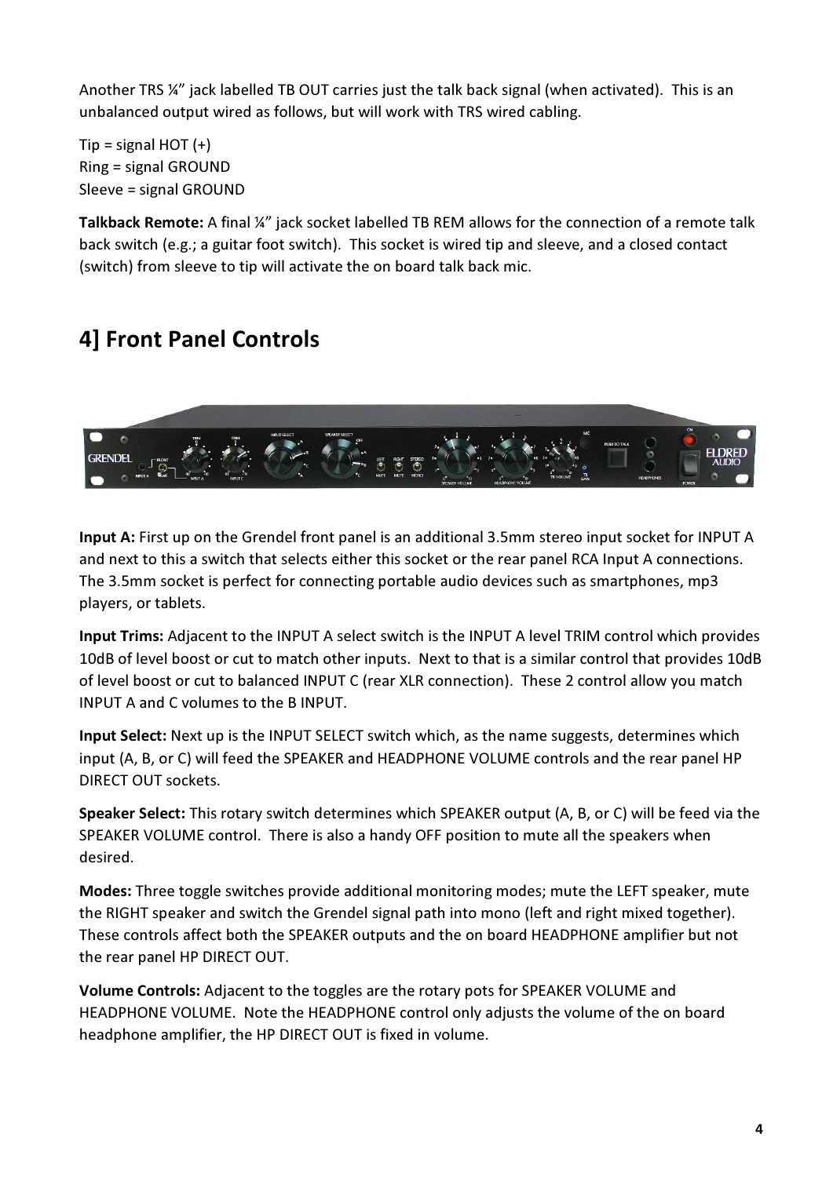Another TRS ¼" jack labelled TB OUT carries just the talk back signal (when activated). This is an unbalanced output wired as follows, but will work with TRS wired cabling.

Tip = signal HOT (+)  
Ring = signal GROUND  
Sleeve = signal GROUND

**Talkback Remote:** A final ¼" jack socket labelled TB REM allows for the connection of a remote talk back switch (e.g.; a guitar foot switch). This socket is wired tip and sleeve, and a closed contact (switch) from sleeve to tip will activate the on board talk back mic.

## 4] Front Panel Controls

**Input A:** First up on the Grendel front panel is an additional 3.5mm stereo input socket for INPUT A and next to this a switch that selects either this socket or the rear panel RCA Input A connections. The 3.5mm socket is perfect for connecting portable audio devices such as smartphones, mp3 players, or tablets.

**Input Trims:** Adjacent to the INPUT A select switch is the INPUT A level TRIM control which provides 10dB of level boost or cut to match other inputs. Next to that is a similar control that provides 10dB of level boost or cut to balanced INPUT C (rear XLR connection). These 2 control allow you match INPUT A and C volumes to the B INPUT.

**Input Select:** Next up is the INPUT SELECT switch which, as the name suggests, determines which input (A, B, or C) will feed the SPEAKER and HEADPHONE VOLUME controls and the rear panel HP DIRECT OUT sockets.

**Speaker Select:** This rotary switch determines which SPEAKER output (A, B, or C) will be feed via the SPEAKER VOLUME control. There is also a handy OFF position to mute all the speakers when desired.

**Modes:** Three toggle switches provide additional monitoring modes; mute the LEFT speaker, mute the RIGHT speaker and switch the Grendel signal path into mono (left and right mixed together). These controls affect both the SPEAKER outputs and the on board HEADPHONE amplifier but not the rear panel HP DIRECT OUT.

**Volume Controls:** Adjacent to the toggles are the rotary pots for SPEAKER VOLUME and HEADPHONE VOLUME. Note the HEADPHONE control only adjusts the volume of the on board headphone amplifier, the HP DIRECT OUT is fixed in volume.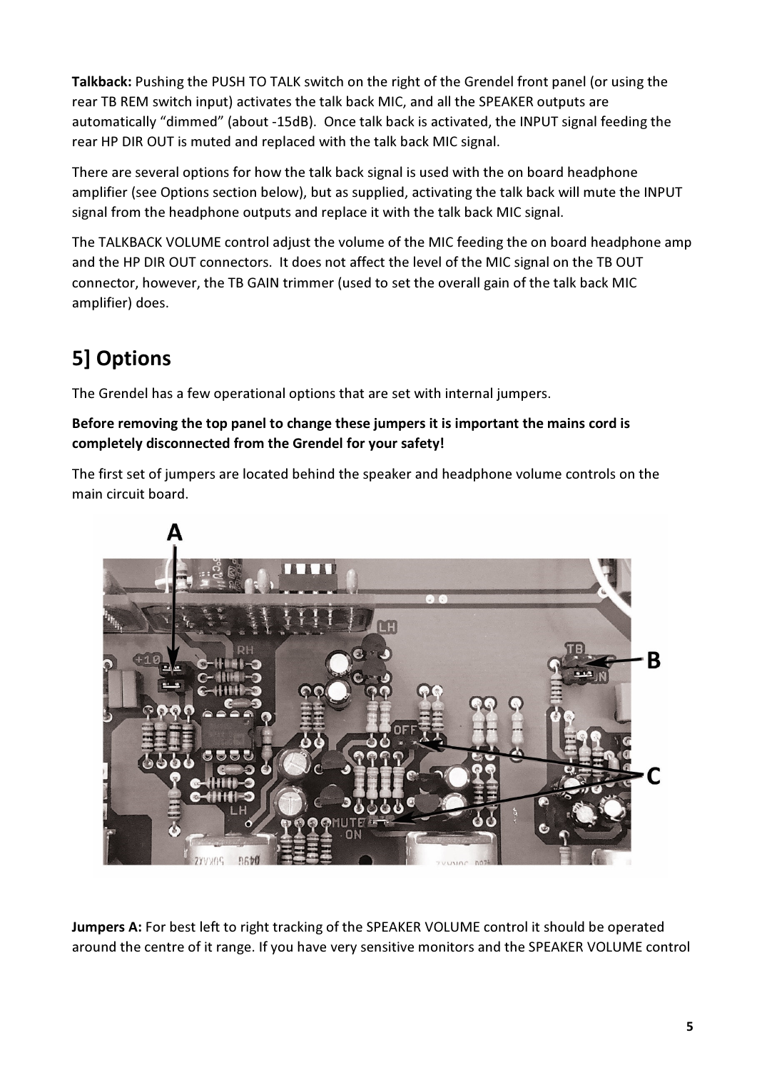**Talkback:** Pushing the PUSH TO TALK switch on the right of the Grendel front panel (or using the rear TB REM switch input) activates the talk back MIC, and all the SPEAKER outputs are automatically "dimmed" (about -15dB). Once talk back is activated, the INPUT signal feeding the rear HP DIR OUT is muted and replaced with the talk back MIC signal.

There are several options for how the talk back signal is used with the on board headphone amplifier (see Options section below), but as supplied, activating the talk back will mute the INPUT signal from the headphone outputs and replace it with the talk back MIC signal.

The TALKBACK VOLUME control adjust the volume of the MIC feeding the on board headphone amp and the HP DIR OUT connectors. It does not affect the level of the MIC signal on the TB OUT connector, however, the TB GAIN trimmer (used to set the overall gain of the talk back MIC amplifier) does.

## 5] Options

The Grendel has a few operational options that are set with internal jumpers.

**Before removing the top panel to change these jumpers it is important the mains cord is completely disconnected from the Grendel for your safety!**

The first set of jumpers are located behind the speaker and headphone volume controls on the main circuit board.

**Jumpers A:** For best left to right tracking of the SPEAKER VOLUME control it should be operated around the centre of it range. If you have very sensitive monitors and the SPEAKER VOLUME control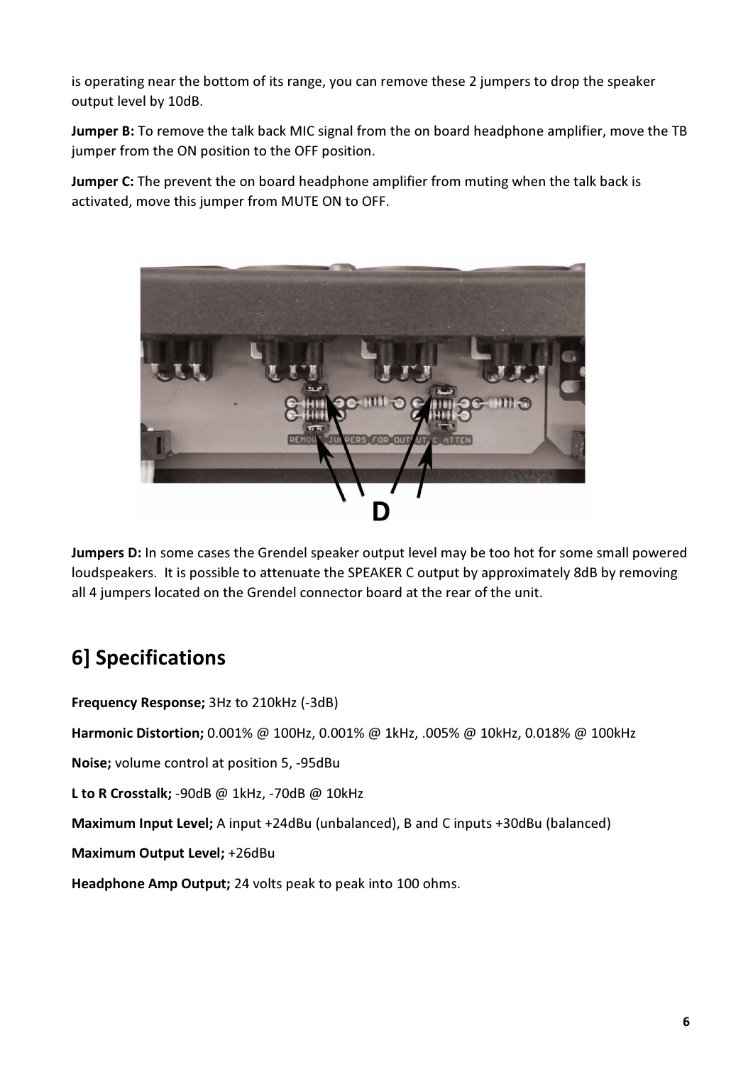is operating near the bottom of its range, you can remove these 2 jumpers to drop the speaker output level by 10dB.

**Jumper B:** To remove the talk back MIC signal from the on board headphone amplifier, move the TB jumper from the ON position to the OFF position.

**Jumper C:** The prevent the on board headphone amplifier from muting when the talk back is activated, move this jumper from MUTE ON to OFF.

**Jumpers D:** In some cases the Grendel speaker output level may be too hot for some small powered loudspeakers. It is possible to attenuate the SPEAKER C output by approximately 8dB by removing all 4 jumpers located on the Grendel connector board at the rear of the unit.

## 6] Specifications

**Frequency Response;** 3Hz to 210kHz (-3dB)

**Harmonic Distortion;** 0.001% @ 100Hz, 0.001% @ 1kHz, .005% @ 10kHz, 0.018% @ 100kHz

**Noise;** volume control at position 5, -95dBu

**L to R Crosstalk;** -90dB @ 1kHz, -70dB @ 10kHz

**Maximum Input Level;** A input +24dBu (unbalanced), B and C inputs +30dBu (balanced)

**Maximum Output Level;** +26dBu

**Headphone Amp Output;** 24 volts peak to peak into 100 ohms.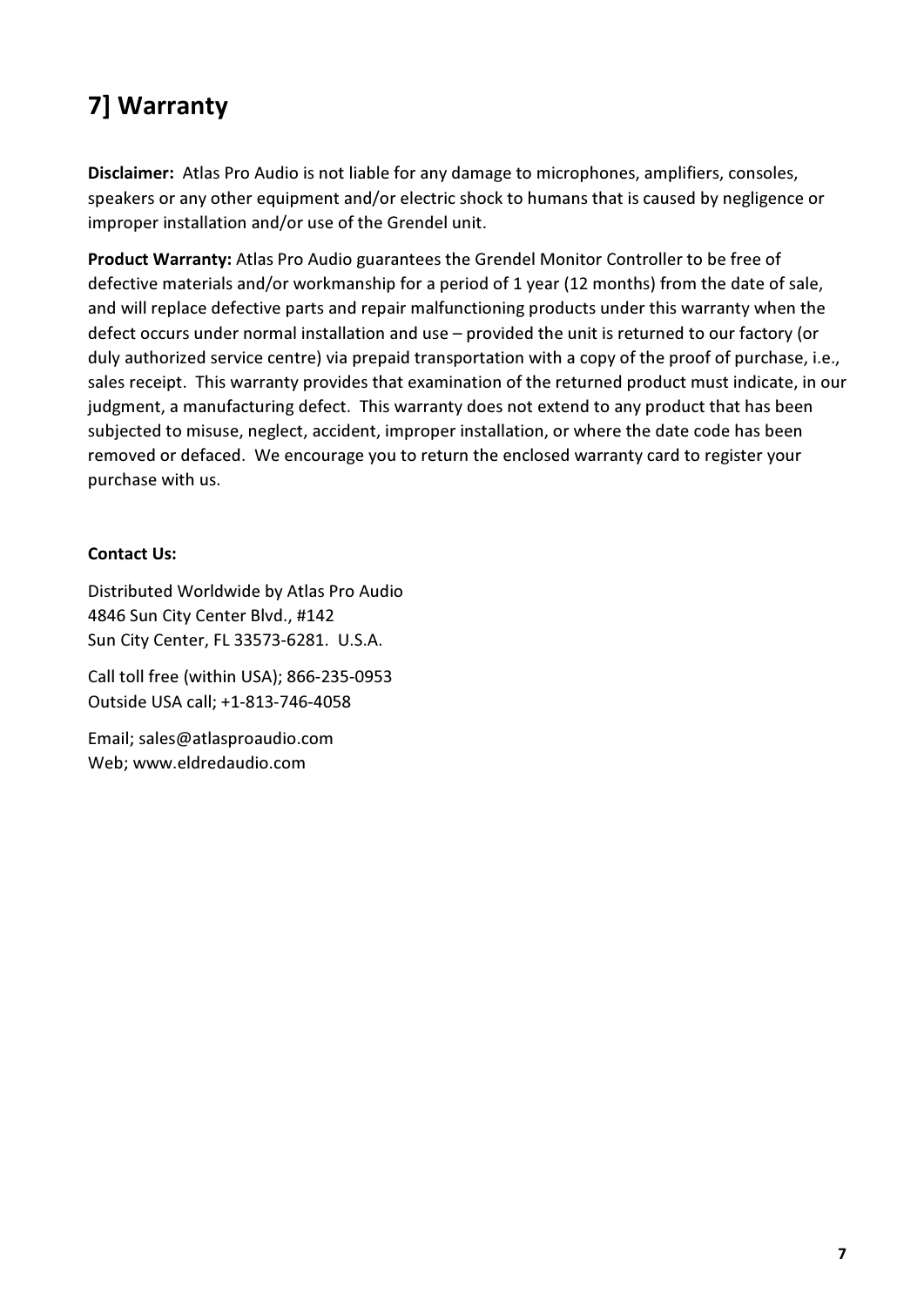# 7] Warranty

**Disclaimer:** Atlas Pro Audio is not liable for any damage to microphones, amplifiers, consoles, speakers or any other equipment and/or electric shock to humans that is caused by negligence or improper installation and/or use of the Grendel unit.

**Product Warranty:** Atlas Pro Audio guarantees the Grendel Monitor Controller to be free of defective materials and/or workmanship for a period of 1 year (12 months) from the date of sale, and will replace defective parts and repair malfunctioning products under this warranty when the defect occurs under normal installation and use – provided the unit is returned to our factory (or duly authorized service centre) via prepaid transportation with a copy of the proof of purchase, i.e., sales receipt. This warranty provides that examination of the returned product must indicate, in our judgment, a manufacturing defect. This warranty does not extend to any product that has been subjected to misuse, neglect, accident, improper installation, or where the date code has been removed or defaced. We encourage you to return the enclosed warranty card to register your purchase with us.

**Contact Us:**

Distributed Worldwide by Atlas Pro Audio
4846 Sun City Center Blvd., #142
Sun City Center, FL 33573-6281. U.S.A.

Call toll free (within USA); 866-235-0953
Outside USA call; +1-813-746-4058

Email; sales@atlasproaudio.com
Web; www.eldredaudio.com